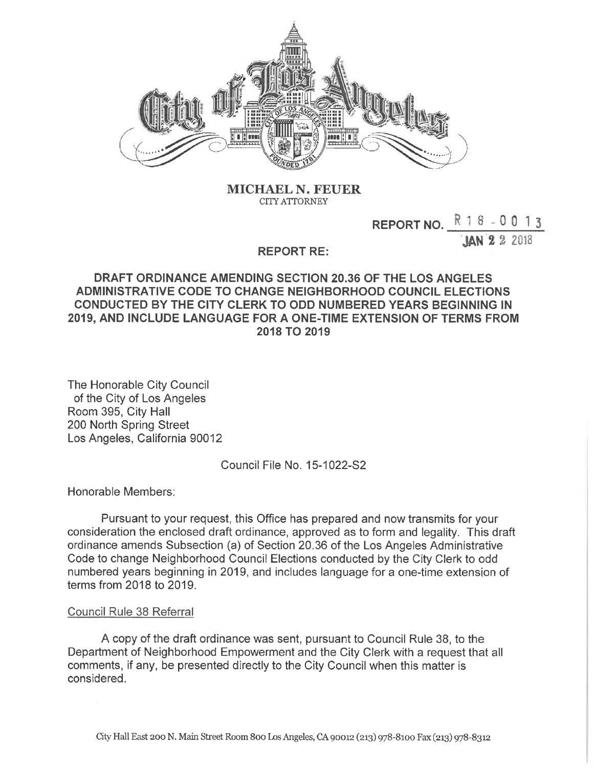**MICHAEL N. FEUER**
CITY ATTORNEY

REPORT NO. R 18 - 0013

JAN 22 2018

REPORT RE:

**DRAFT ORDINANCE AMENDING SECTION 20.36 OF THE LOS ANGELES ADMINISTRATIVE CODE TO CHANGE NEIGHBORHOOD COUNCIL ELECTIONS CONDUCTED BY THE CITY CLERK TO ODD NUMBERED YEARS BEGINNING IN 2019, AND INCLUDE LANGUAGE FOR A ONE-TIME EXTENSION OF TERMS FROM 2018 TO 2019**

The Honorable City Council
of the City of Los Angeles
Room 395, City Hall
200 North Spring Street
Los Angeles, California 90012

Council File No. 15-1022-S2

Honorable Members:

Pursuant to your request, this Office has prepared and now transmits for your consideration the enclosed draft ordinance, approved as to form and legality. This draft ordinance amends Subsection (a) of Section 20.36 of the Los Angeles Administrative Code to change Neighborhood Council Elections conducted by the City Clerk to odd numbered years beginning in 2019, and includes language for a one-time extension of terms from 2018 to 2019.

Council Rule 38 Referral

A copy of the draft ordinance was sent, pursuant to Council Rule 38, to the Department of Neighborhood Empowerment and the City Clerk with a request that all comments, if any, be presented directly to the City Council when this matter is considered.

City Hall East 200 N. Main Street Room 800 Los Angeles, CA 90012 (213) 978-8100 Fax (213) 978-8312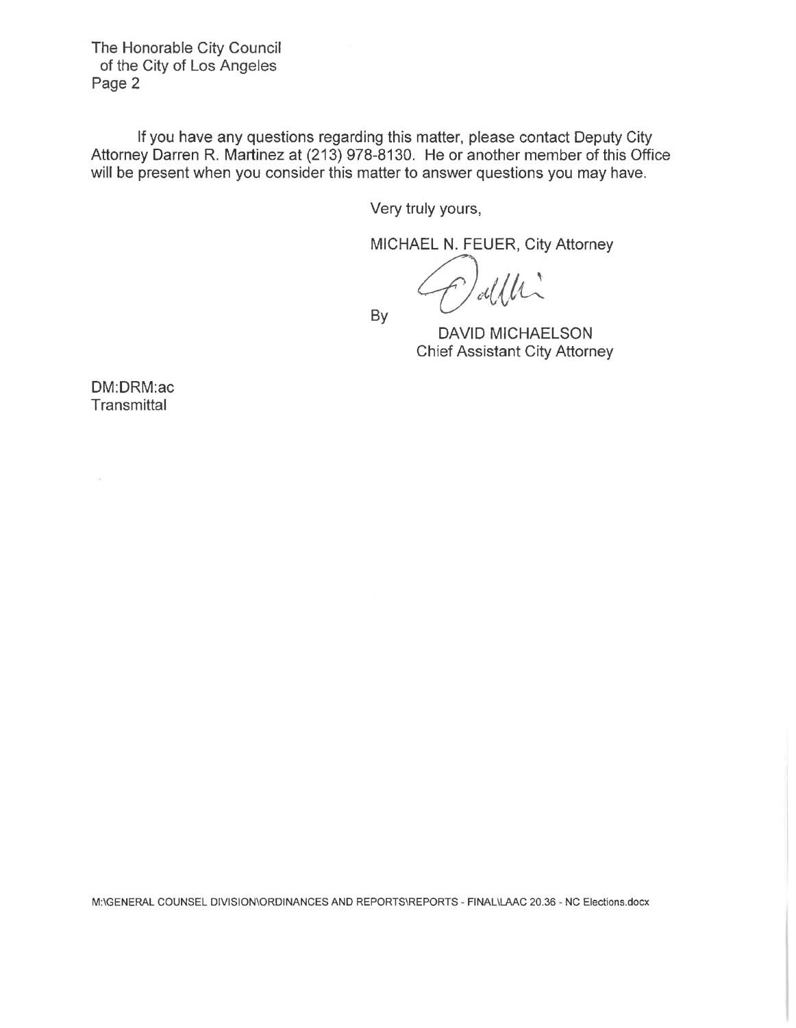The Honorable City Council
of the City of Los Angeles
Page 2

If you have any questions regarding this matter, please contact Deputy City Attorney Darren R. Martinez at (213) 978-8130. He or another member of this Office will be present when you consider this matter to answer questions you may have.

Very truly yours,

MICHAEL N. FEUER, City Attorney

By

DAVID MICHAELSON
Chief Assistant City Attorney

DM:DRM:ac
Transmittal

M:\GENERAL COUNSEL DIVISION\ORDINANCES AND REPORTS\REPORTS - FINAL\LAAC 20.36 - NC Elections.docx